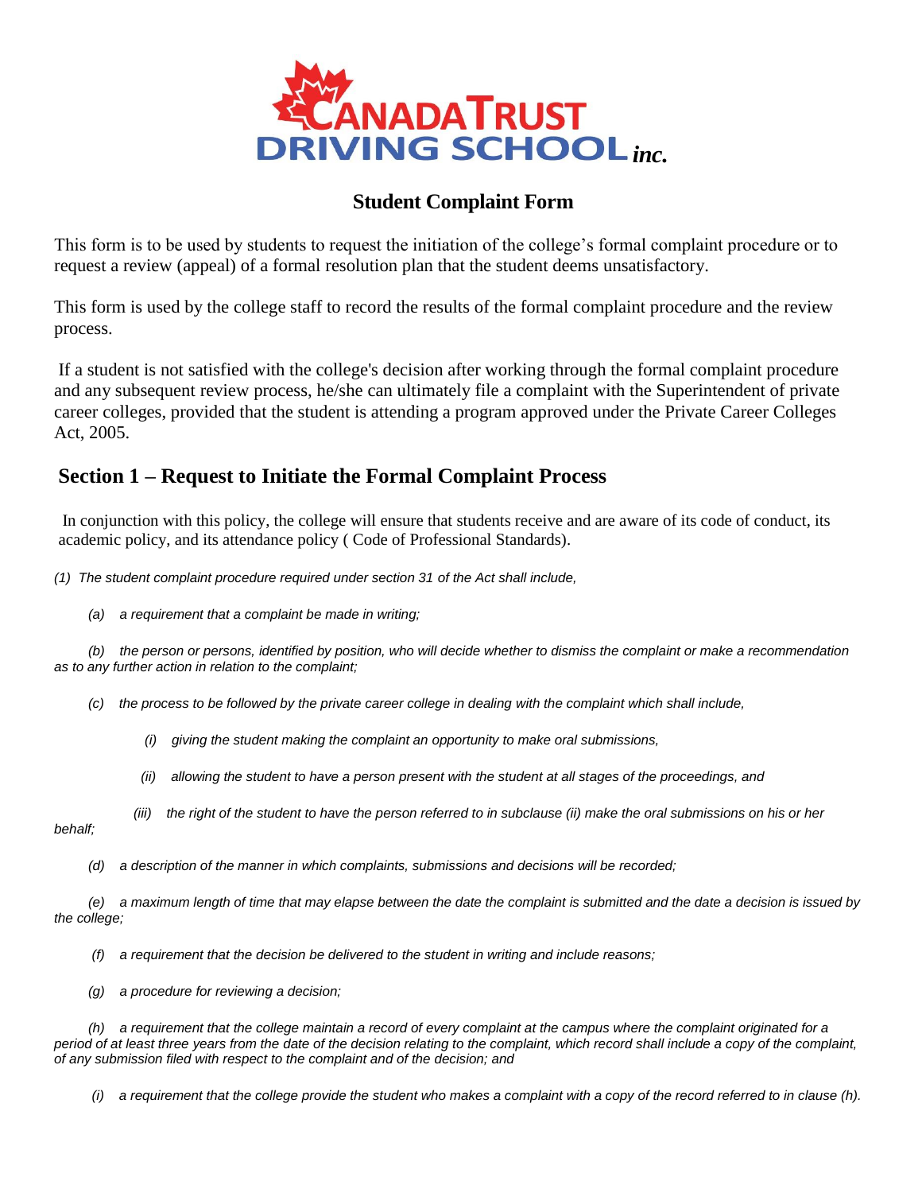# CANADA TRUST DRIVING SCHOOL *inc.*

## Student Complaint Form

This form is to be used by students to request the initiation of the college's formal complaint procedure or to request a review (appeal) of a formal resolution plan that the student deems unsatisfactory.

This form is used by the college staff to record the results of the formal complaint procedure and the review process.

If a student is not satisfied with the college's decision after working through the formal complaint procedure and any subsequent review process, he/she can ultimately file a complaint with the Superintendent of private career colleges, provided that the student is attending a program approved under the Private Career Colleges Act, 2005.

## Section 1 – Request to Initiate the Formal Complaint Process

In conjunction with this policy, the college will ensure that students receive and are aware of its code of conduct, its academic policy, and its attendance policy ( Code of Professional Standards).

*(1) The student complaint procedure required under section 31 of the Act shall include,*

*(a) a requirement that a complaint be made in writing;*

*(b) the person or persons, identified by position, who will decide whether to dismiss the complaint or make a recommendation as to any further action in relation to the complaint;*

*(c) the process to be followed by the private career college in dealing with the complaint which shall include,*

*(i) giving the student making the complaint an opportunity to make oral submissions,*

*(ii) allowing the student to have a person present with the student at all stages of the proceedings, and*

*(iii) the right of the student to have the person referred to in subclause (ii) make the oral submissions on his or her behalf;*

*(d) a description of the manner in which complaints, submissions and decisions will be recorded;*

*(e) a maximum length of time that may elapse between the date the complaint is submitted and the date a decision is issued by the college;*

*(f) a requirement that the decision be delivered to the student in writing and include reasons;*

*(g) a procedure for reviewing a decision;*

*(h) a requirement that the college maintain a record of every complaint at the campus where the complaint originated for a period of at least three years from the date of the decision relating to the complaint, which record shall include a copy of the complaint, of any submission filed with respect to the complaint and of the decision; and*

*(i) a requirement that the college provide the student who makes a complaint with a copy of the record referred to in clause (h).*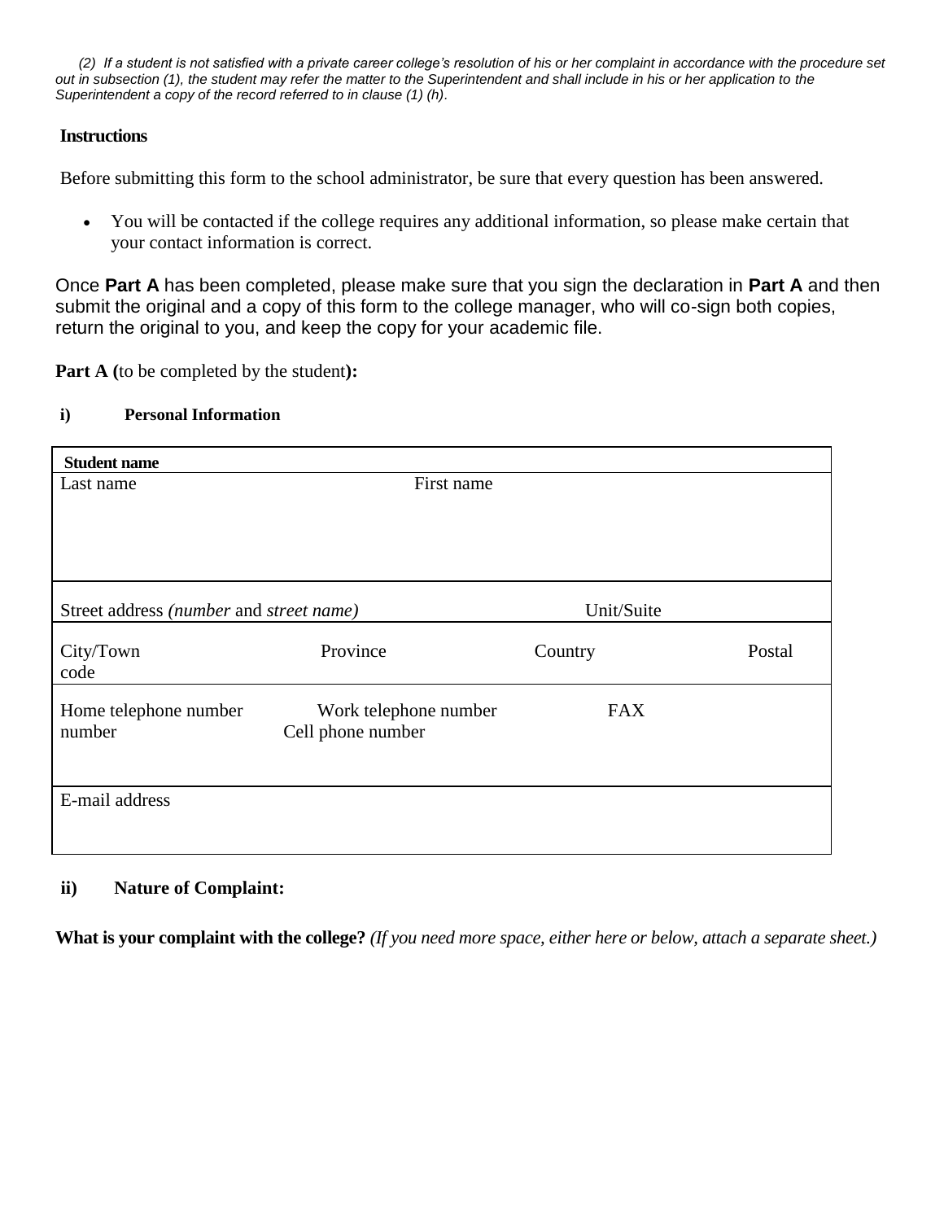*(2) If a student is not satisfied with a private career college's resolution of his or her complaint in accordance with the procedure set out in subsection (1), the student may refer the matter to the Superintendent and shall include in his or her application to the Superintendent a copy of the record referred to in clause (1) (h).*

**Instructions**

Before submitting this form to the school administrator, be sure that every question has been answered.

- You will be contacted if the college requires any additional information, so please make certain that your contact information is correct.

Once **Part A** has been completed, please make sure that you sign the declaration in **Part A** and then submit the original and a copy of this form to the college manager, who will co-sign both copies, return the original to you, and keep the copy for your academic file.

**Part A (**to be completed by the student**):**

**i) Personal Information**

| **Student name** | | | |
|---|---|---|---|
| Last name | First name | | |
| Street address *(number* and *street name)* | | Unit/Suite | |
| City/Town | Province | Country | Postal code |
| Home telephone number | Work telephone number | FAX number | Cell phone number |
| E-mail address | | | |

**ii) Nature of Complaint:**

**What is your complaint with the college?** *(If you need more space, either here or below, attach a separate sheet.)*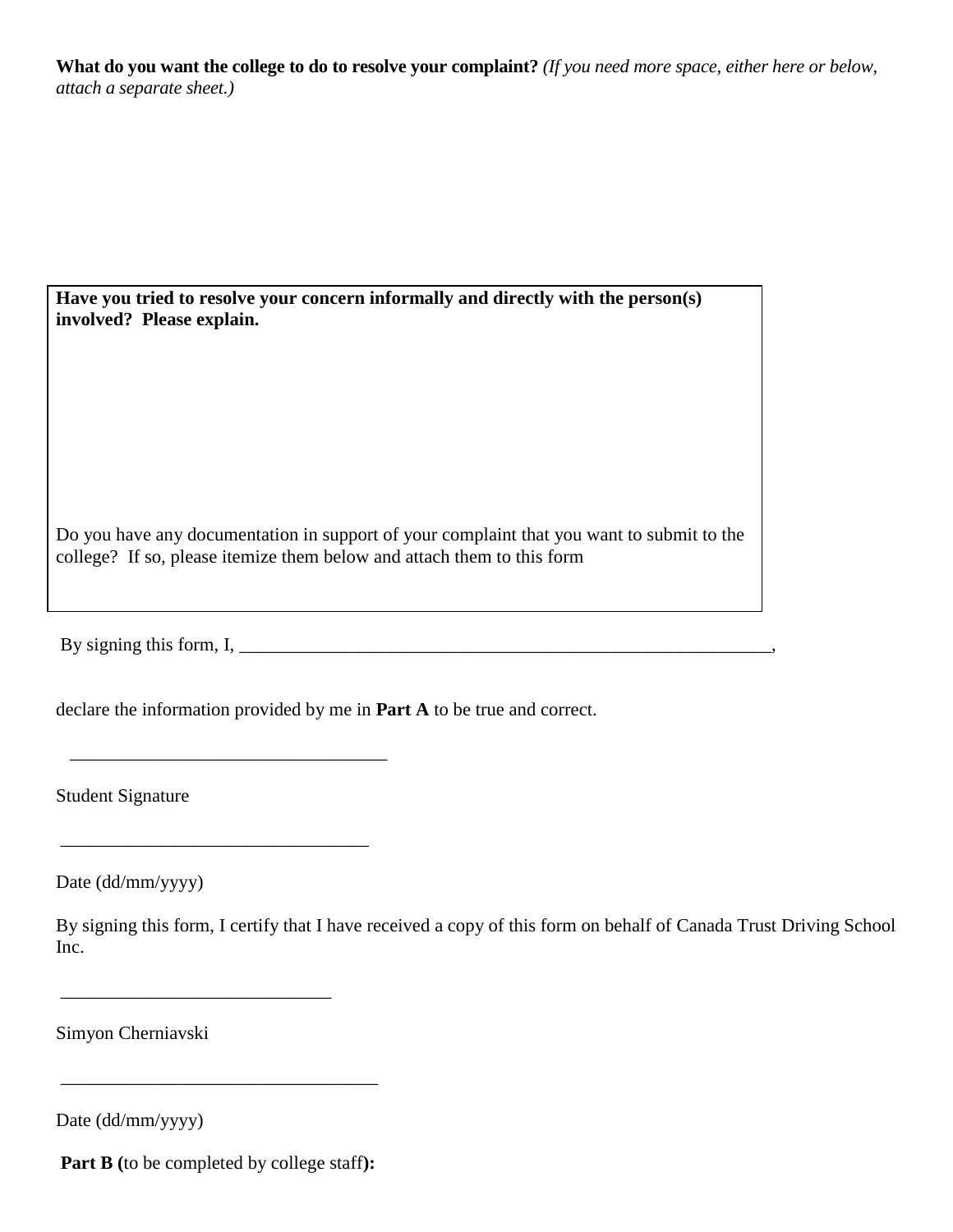**What do you want the college to do to resolve your complaint?** *(If you need more space, either here or below, attach a separate sheet.)*

**Have you tried to resolve your concern informally and directly with the person(s) involved? Please explain.**

Do you have any documentation in support of your complaint that you want to submit to the college? If so, please itemize them below and attach them to this form

By signing this form, I, ___________________________________________________________,

declare the information provided by me in **Part A** to be true and correct.

___________________________________

Student Signature

_________________________________

Date (dd/mm/yyyy)

By signing this form, I certify that I have received a copy of this form on behalf of Canada Trust Driving School Inc.

_____________________________

Simyon Cherniavski

__________________________________

Date (dd/mm/yyyy)

**Part B (**to be completed by college staff**):**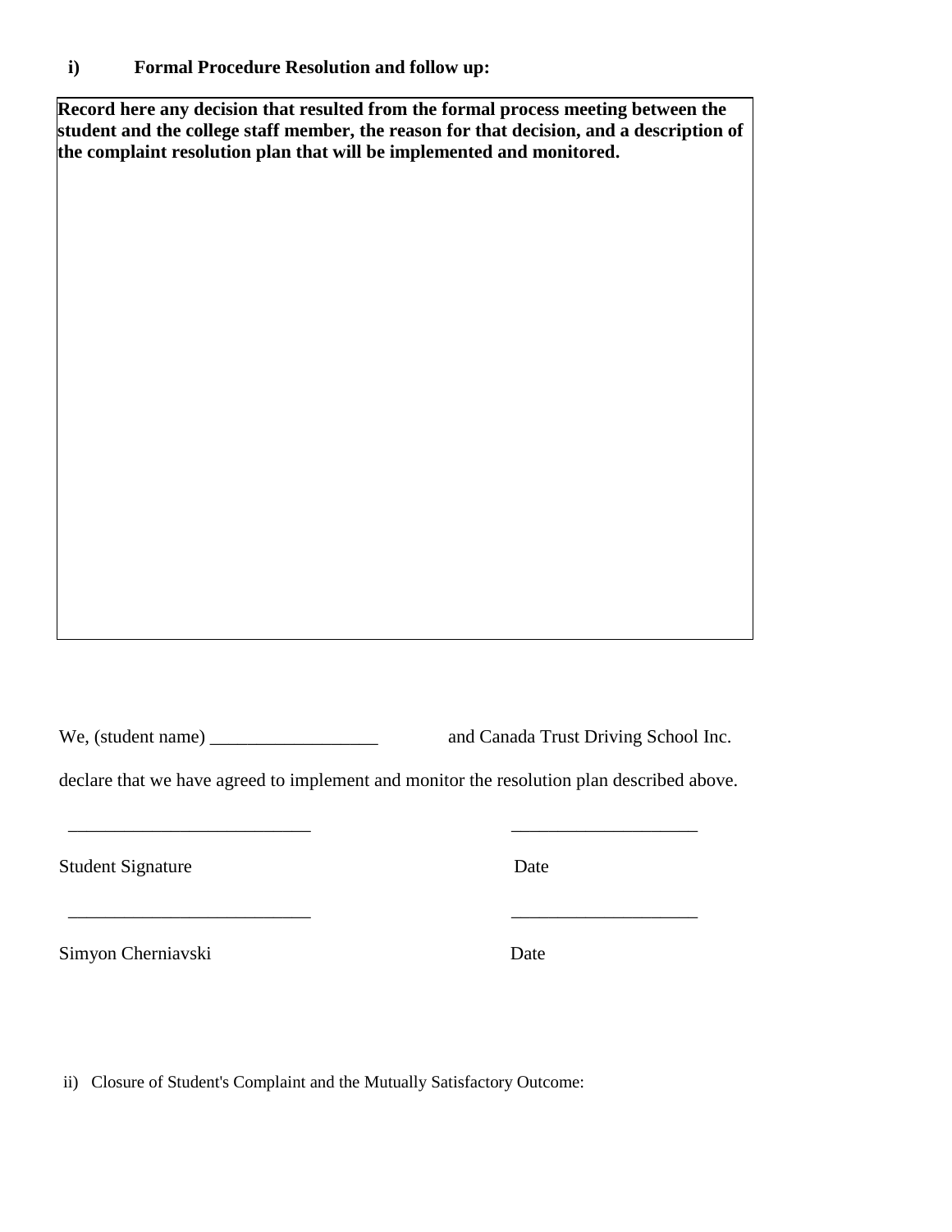**i) Formal Procedure Resolution and follow up:**

| **Record here any decision that resulted from the formal process meeting between the student and the college staff member, the reason for that decision, and a description of the complaint resolution plan that will be implemented and monitored.** |
|---|
| |

We, (student name) ___________________ and Canada Trust Driving School Inc.

declare that we have agreed to implement and monitor the resolution plan described above.

___________________________ ____________________

Student Signature Date

___________________________ ____________________

Simyon Cherniavski Date

ii) Closure of Student's Complaint and the Mutually Satisfactory Outcome: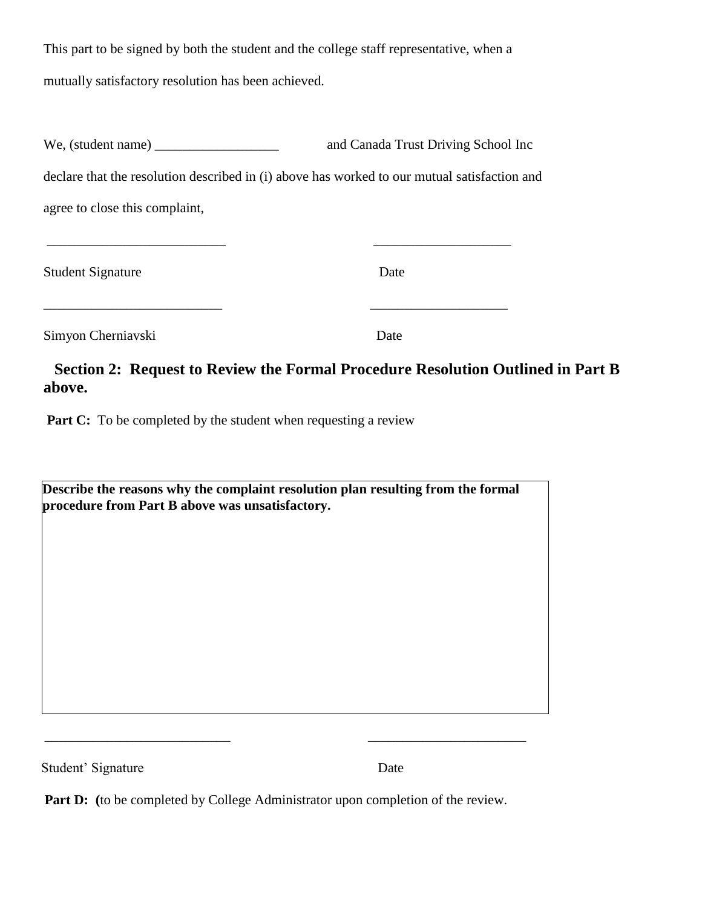This part to be signed by both the student and the college staff representative, when a mutually satisfactory resolution has been achieved.

We, (student name) __________________ and Canada Trust Driving School Inc declare that the resolution described in (i) above has worked to our mutual satisfaction and agree to close this complaint,

__________________________ ____________________

Student Signature Date

__________________________ ____________________

Simyon Cherniavski Date

## Section 2: Request to Review the Formal Procedure Resolution Outlined in Part B above.

**Part C:** To be completed by the student when requesting a review

| **Describe the reasons why the complaint resolution plan resulting from the formal procedure from Part B above was unsatisfactory.** |
| --- |
| |

___________________________ _______________________

Student' Signature Date

**Part D: (**to be completed by College Administrator upon completion of the review.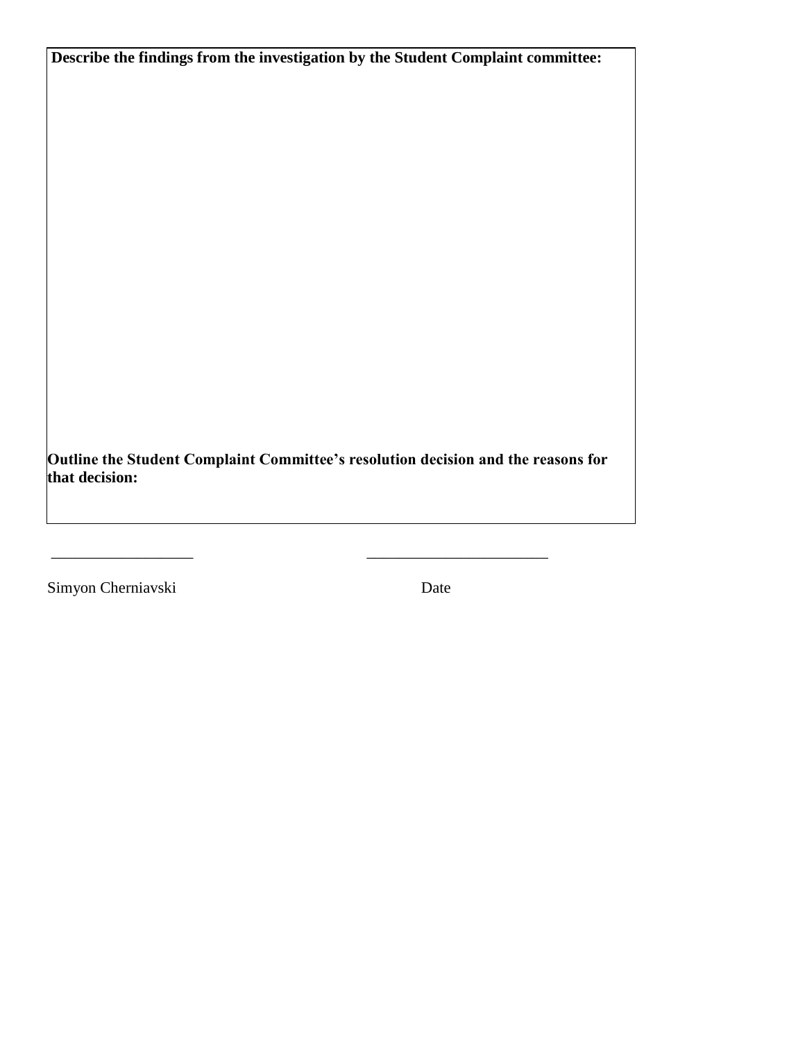**Describe the findings from the investigation by the Student Complaint committee:**

**Outline the Student Complaint Committee's resolution decision and the reasons for that decision:**

__________________ ________________________

Simyon Cherniavski Date